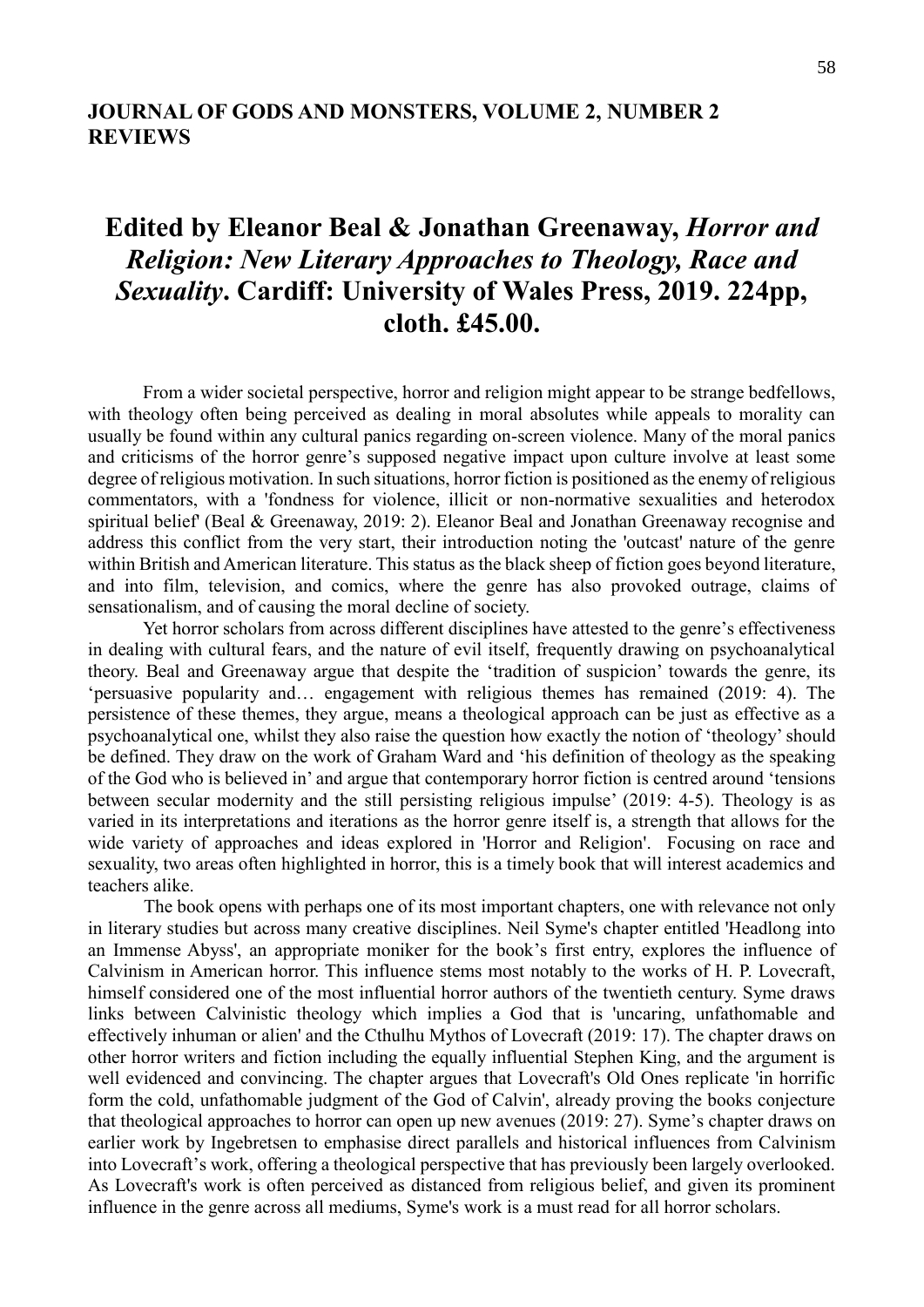**JOURNAL OF GODS AND MONSTERS, VOLUME 2, NUMBER 2**
**REVIEWS**

# Edited by Eleanor Beal & Jonathan Greenaway, *Horror and Religion: New Literary Approaches to Theology, Race and Sexuality*. Cardiff: University of Wales Press, 2019. 224pp, cloth. £45.00.

From a wider societal perspective, horror and religion might appear to be strange bedfellows, with theology often being perceived as dealing in moral absolutes while appeals to morality can usually be found within any cultural panics regarding on-screen violence. Many of the moral panics and criticisms of the horror genre's supposed negative impact upon culture involve at least some degree of religious motivation. In such situations, horror fiction is positioned as the enemy of religious commentators, with a 'fondness for violence, illicit or non-normative sexualities and heterodox spiritual belief' (Beal & Greenaway, 2019: 2). Eleanor Beal and Jonathan Greenaway recognise and address this conflict from the very start, their introduction noting the 'outcast' nature of the genre within British and American literature. This status as the black sheep of fiction goes beyond literature, and into film, television, and comics, where the genre has also provoked outrage, claims of sensationalism, and of causing the moral decline of society.

Yet horror scholars from across different disciplines have attested to the genre's effectiveness in dealing with cultural fears, and the nature of evil itself, frequently drawing on psychoanalytical theory. Beal and Greenaway argue that despite the 'tradition of suspicion' towards the genre, its 'persuasive popularity and… engagement with religious themes has remained (2019: 4). The persistence of these themes, they argue, means a theological approach can be just as effective as a psychoanalytical one, whilst they also raise the question how exactly the notion of 'theology' should be defined. They draw on the work of Graham Ward and 'his definition of theology as the speaking of the God who is believed in' and argue that contemporary horror fiction is centred around 'tensions between secular modernity and the still persisting religious impulse' (2019: 4-5). Theology is as varied in its interpretations and iterations as the horror genre itself is, a strength that allows for the wide variety of approaches and ideas explored in 'Horror and Religion'. Focusing on race and sexuality, two areas often highlighted in horror, this is a timely book that will interest academics and teachers alike.

The book opens with perhaps one of its most important chapters, one with relevance not only in literary studies but across many creative disciplines. Neil Syme's chapter entitled 'Headlong into an Immense Abyss', an appropriate moniker for the book's first entry, explores the influence of Calvinism in American horror. This influence stems most notably to the works of H. P. Lovecraft, himself considered one of the most influential horror authors of the twentieth century. Syme draws links between Calvinistic theology which implies a God that is 'uncaring, unfathomable and effectively inhuman or alien' and the Cthulhu Mythos of Lovecraft (2019: 17). The chapter draws on other horror writers and fiction including the equally influential Stephen King, and the argument is well evidenced and convincing. The chapter argues that Lovecraft's Old Ones replicate 'in horrific form the cold, unfathomable judgment of the God of Calvin', already proving the books conjecture that theological approaches to horror can open up new avenues (2019: 27). Syme's chapter draws on earlier work by Ingebretsen to emphasise direct parallels and historical influences from Calvinism into Lovecraft's work, offering a theological perspective that has previously been largely overlooked. As Lovecraft's work is often perceived as distanced from religious belief, and given its prominent influence in the genre across all mediums, Syme's work is a must read for all horror scholars.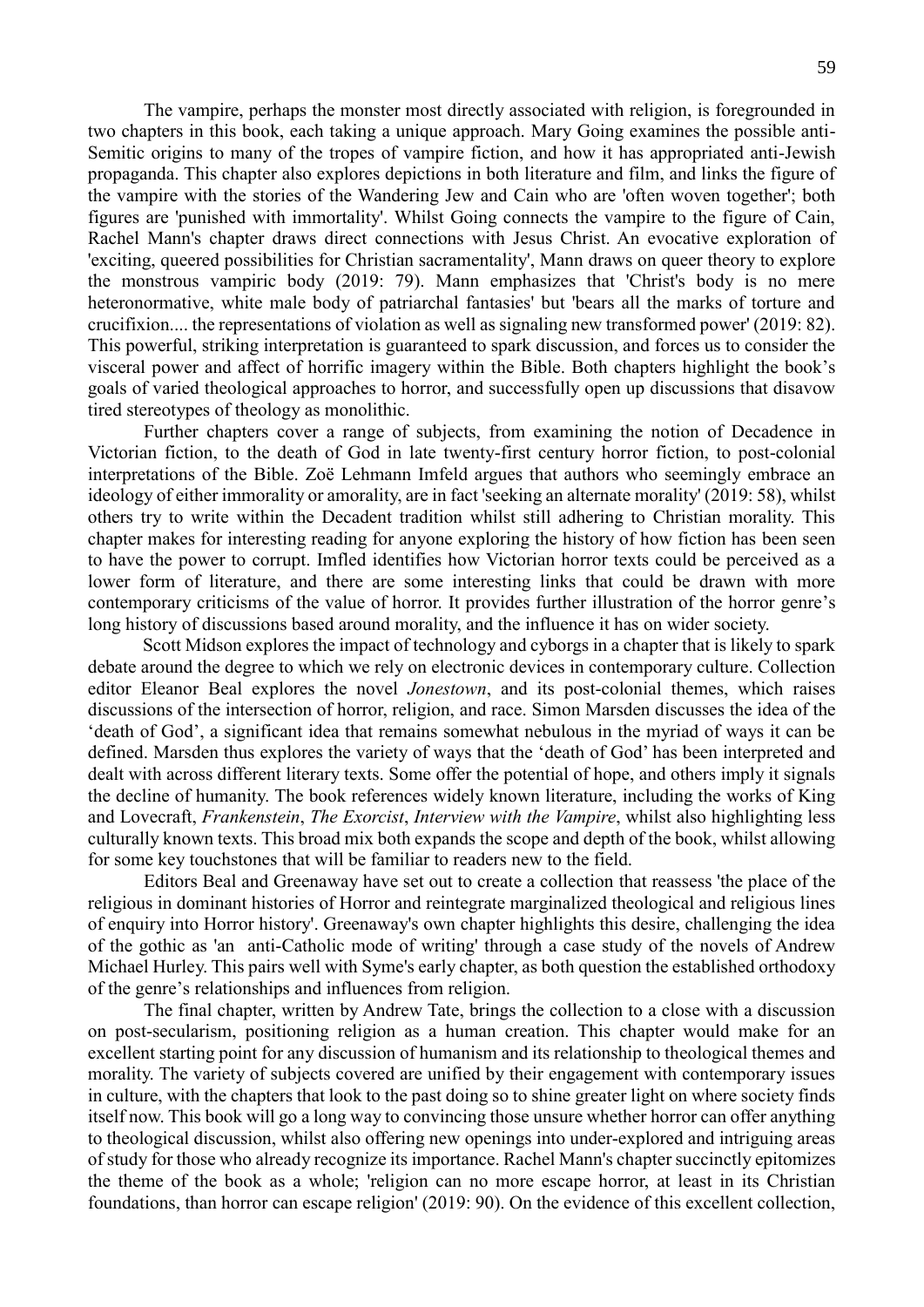The vampire, perhaps the monster most directly associated with religion, is foregrounded in two chapters in this book, each taking a unique approach. Mary Going examines the possible anti-Semitic origins to many of the tropes of vampire fiction, and how it has appropriated anti-Jewish propaganda. This chapter also explores depictions in both literature and film, and links the figure of the vampire with the stories of the Wandering Jew and Cain who are 'often woven together'; both figures are 'punished with immortality'. Whilst Going connects the vampire to the figure of Cain, Rachel Mann's chapter draws direct connections with Jesus Christ. An evocative exploration of 'exciting, queered possibilities for Christian sacramentality', Mann draws on queer theory to explore the monstrous vampiric body (2019: 79). Mann emphasizes that 'Christ's body is no mere heteronormative, white male body of patriarchal fantasies' but 'bears all the marks of torture and crucifixion.... the representations of violation as well as signaling new transformed power' (2019: 82). This powerful, striking interpretation is guaranteed to spark discussion, and forces us to consider the visceral power and affect of horrific imagery within the Bible. Both chapters highlight the book's goals of varied theological approaches to horror, and successfully open up discussions that disavow tired stereotypes of theology as monolithic.

Further chapters cover a range of subjects, from examining the notion of Decadence in Victorian fiction, to the death of God in late twenty-first century horror fiction, to post-colonial interpretations of the Bible. Zoë Lehmann Imfeld argues that authors who seemingly embrace an ideology of either immorality or amorality, are in fact 'seeking an alternate morality' (2019: 58), whilst others try to write within the Decadent tradition whilst still adhering to Christian morality. This chapter makes for interesting reading for anyone exploring the history of how fiction has been seen to have the power to corrupt. Imfled identifies how Victorian horror texts could be perceived as a lower form of literature, and there are some interesting links that could be drawn with more contemporary criticisms of the value of horror. It provides further illustration of the horror genre's long history of discussions based around morality, and the influence it has on wider society.

Scott Midson explores the impact of technology and cyborgs in a chapter that is likely to spark debate around the degree to which we rely on electronic devices in contemporary culture. Collection editor Eleanor Beal explores the novel *Jonestown*, and its post-colonial themes, which raises discussions of the intersection of horror, religion, and race. Simon Marsden discusses the idea of the 'death of God', a significant idea that remains somewhat nebulous in the myriad of ways it can be defined. Marsden thus explores the variety of ways that the 'death of God' has been interpreted and dealt with across different literary texts. Some offer the potential of hope, and others imply it signals the decline of humanity. The book references widely known literature, including the works of King and Lovecraft, *Frankenstein*, *The Exorcist*, *Interview with the Vampire*, whilst also highlighting less culturally known texts. This broad mix both expands the scope and depth of the book, whilst allowing for some key touchstones that will be familiar to readers new to the field.

Editors Beal and Greenaway have set out to create a collection that reassess 'the place of the religious in dominant histories of Horror and reintegrate marginalized theological and religious lines of enquiry into Horror history'. Greenaway's own chapter highlights this desire, challenging the idea of the gothic as 'an anti-Catholic mode of writing' through a case study of the novels of Andrew Michael Hurley. This pairs well with Syme's early chapter, as both question the established orthodoxy of the genre's relationships and influences from religion.

The final chapter, written by Andrew Tate, brings the collection to a close with a discussion on post-secularism, positioning religion as a human creation. This chapter would make for an excellent starting point for any discussion of humanism and its relationship to theological themes and morality. The variety of subjects covered are unified by their engagement with contemporary issues in culture, with the chapters that look to the past doing so to shine greater light on where society finds itself now. This book will go a long way to convincing those unsure whether horror can offer anything to theological discussion, whilst also offering new openings into under-explored and intriguing areas of study for those who already recognize its importance. Rachel Mann's chapter succinctly epitomizes the theme of the book as a whole; 'religion can no more escape horror, at least in its Christian foundations, than horror can escape religion' (2019: 90). On the evidence of this excellent collection,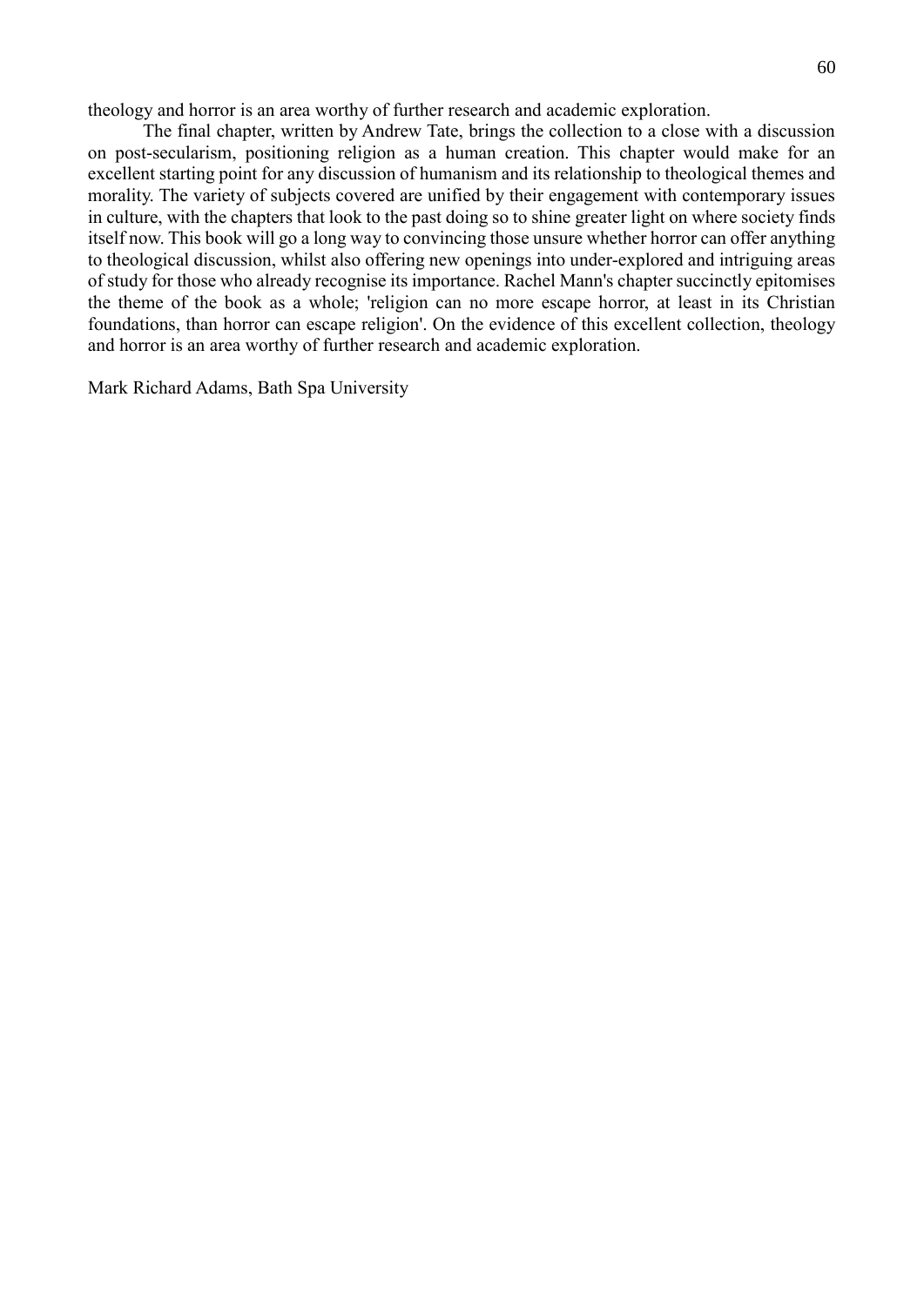theology and horror is an area worthy of further research and academic exploration.

The final chapter, written by Andrew Tate, brings the collection to a close with a discussion on post-secularism, positioning religion as a human creation. This chapter would make for an excellent starting point for any discussion of humanism and its relationship to theological themes and morality. The variety of subjects covered are unified by their engagement with contemporary issues in culture, with the chapters that look to the past doing so to shine greater light on where society finds itself now. This book will go a long way to convincing those unsure whether horror can offer anything to theological discussion, whilst also offering new openings into under-explored and intriguing areas of study for those who already recognise its importance. Rachel Mann's chapter succinctly epitomises the theme of the book as a whole; 'religion can no more escape horror, at least in its Christian foundations, than horror can escape religion'. On the evidence of this excellent collection, theology and horror is an area worthy of further research and academic exploration.

Mark Richard Adams, Bath Spa University